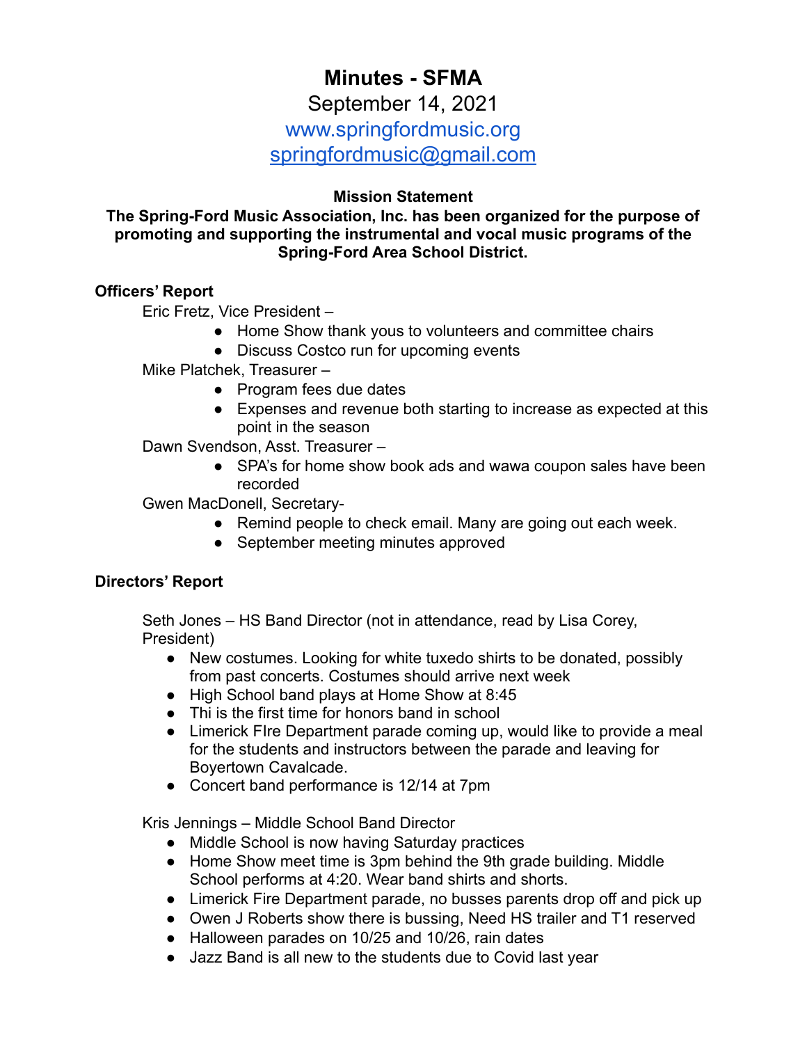# Minutes - SFMA

September 14, 2021

www.springfordmusic.org

springfordmusic@gmail.com

**Mission Statement**

**The Spring-Ford Music Association, Inc. has been organized for the purpose of promoting and supporting the instrumental and vocal music programs of the Spring-Ford Area School District.**

## Officers' Report

Eric Fretz, Vice President –

- Home Show thank yous to volunteers and committee chairs
- Discuss Costco run for upcoming events

Mike Platchek, Treasurer –

- Program fees due dates
- Expenses and revenue both starting to increase as expected at this point in the season

Dawn Svendson, Asst. Treasurer –

- SPA's for home show book ads and wawa coupon sales have been recorded

Gwen MacDonell, Secretary-

- Remind people to check email. Many are going out each week.
- September meeting minutes approved

## Directors' Report

Seth Jones – HS Band Director (not in attendance, read by Lisa Corey, President)

- New costumes. Looking for white tuxedo shirts to be donated, possibly from past concerts. Costumes should arrive next week
- High School band plays at Home Show at 8:45
- Thi is the first time for honors band in school
- Limerick FIre Department parade coming up, would like to provide a meal for the students and instructors between the parade and leaving for Boyertown Cavalcade.
- Concert band performance is 12/14 at 7pm

Kris Jennings – Middle School Band Director

- Middle School is now having Saturday practices
- Home Show meet time is 3pm behind the 9th grade building. Middle School performs at 4:20. Wear band shirts and shorts.
- Limerick Fire Department parade, no busses parents drop off and pick up
- Owen J Roberts show there is bussing, Need HS trailer and T1 reserved
- Halloween parades on 10/25 and 10/26, rain dates
- Jazz Band is all new to the students due to Covid last year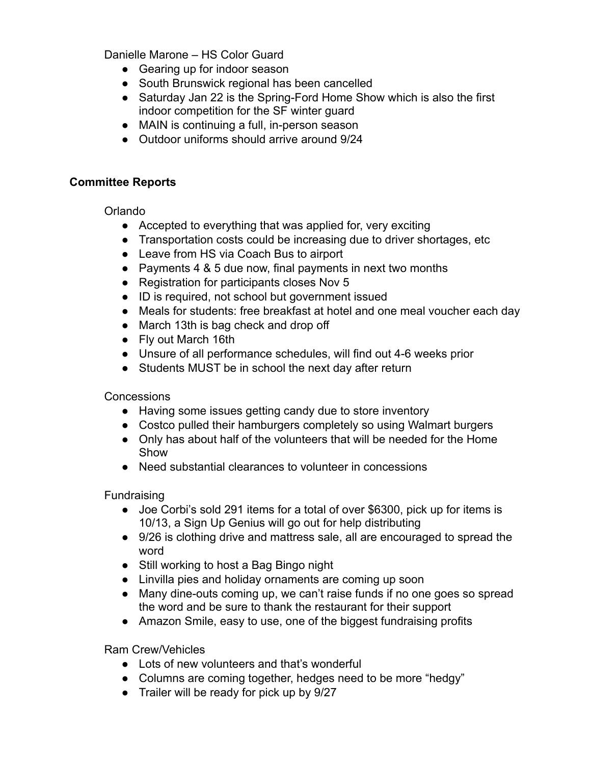Danielle Marone – HS Color Guard

- Gearing up for indoor season
- South Brunswick regional has been cancelled
- Saturday Jan 22 is the Spring-Ford Home Show which is also the first indoor competition for the SF winter guard
- MAIN is continuing a full, in-person season
- Outdoor uniforms should arrive around 9/24

**Committee Reports**

Orlando

- Accepted to everything that was applied for, very exciting
- Transportation costs could be increasing due to driver shortages, etc
- Leave from HS via Coach Bus to airport
- Payments 4 & 5 due now, final payments in next two months
- Registration for participants closes Nov 5
- ID is required, not school but government issued
- Meals for students: free breakfast at hotel and one meal voucher each day
- March 13th is bag check and drop off
- Fly out March 16th
- Unsure of all performance schedules, will find out 4-6 weeks prior
- Students MUST be in school the next day after return

Concessions

- Having some issues getting candy due to store inventory
- Costco pulled their hamburgers completely so using Walmart burgers
- Only has about half of the volunteers that will be needed for the Home Show
- Need substantial clearances to volunteer in concessions

Fundraising

- Joe Corbi's sold 291 items for a total of over $6300, pick up for items is 10/13, a Sign Up Genius will go out for help distributing
- 9/26 is clothing drive and mattress sale, all are encouraged to spread the word
- Still working to host a Bag Bingo night
- Linvilla pies and holiday ornaments are coming up soon
- Many dine-outs coming up, we can't raise funds if no one goes so spread the word and be sure to thank the restaurant for their support
- Amazon Smile, easy to use, one of the biggest fundraising profits

Ram Crew/Vehicles

- Lots of new volunteers and that's wonderful
- Columns are coming together, hedges need to be more "hedgy"
- Trailer will be ready for pick up by 9/27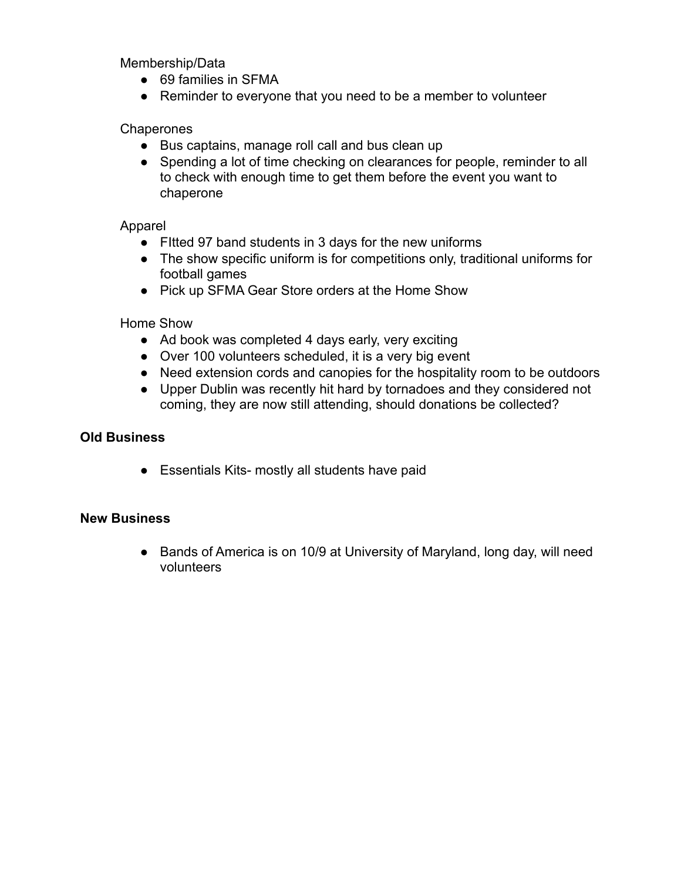Membership/Data

- 69 families in SFMA
- Reminder to everyone that you need to be a member to volunteer

Chaperones

- Bus captains, manage roll call and bus clean up
- Spending a lot of time checking on clearances for people, reminder to all to check with enough time to get them before the event you want to chaperone

Apparel

- FItted 97 band students in 3 days for the new uniforms
- The show specific uniform is for competitions only, traditional uniforms for football games
- Pick up SFMA Gear Store orders at the Home Show

Home Show

- Ad book was completed 4 days early, very exciting
- Over 100 volunteers scheduled, it is a very big event
- Need extension cords and canopies for the hospitality room to be outdoors
- Upper Dublin was recently hit hard by tornadoes and they considered not coming, they are now still attending, should donations be collected?

**Old Business**

- Essentials Kits- mostly all students have paid

**New Business**

- Bands of America is on 10/9 at University of Maryland, long day, will need volunteers